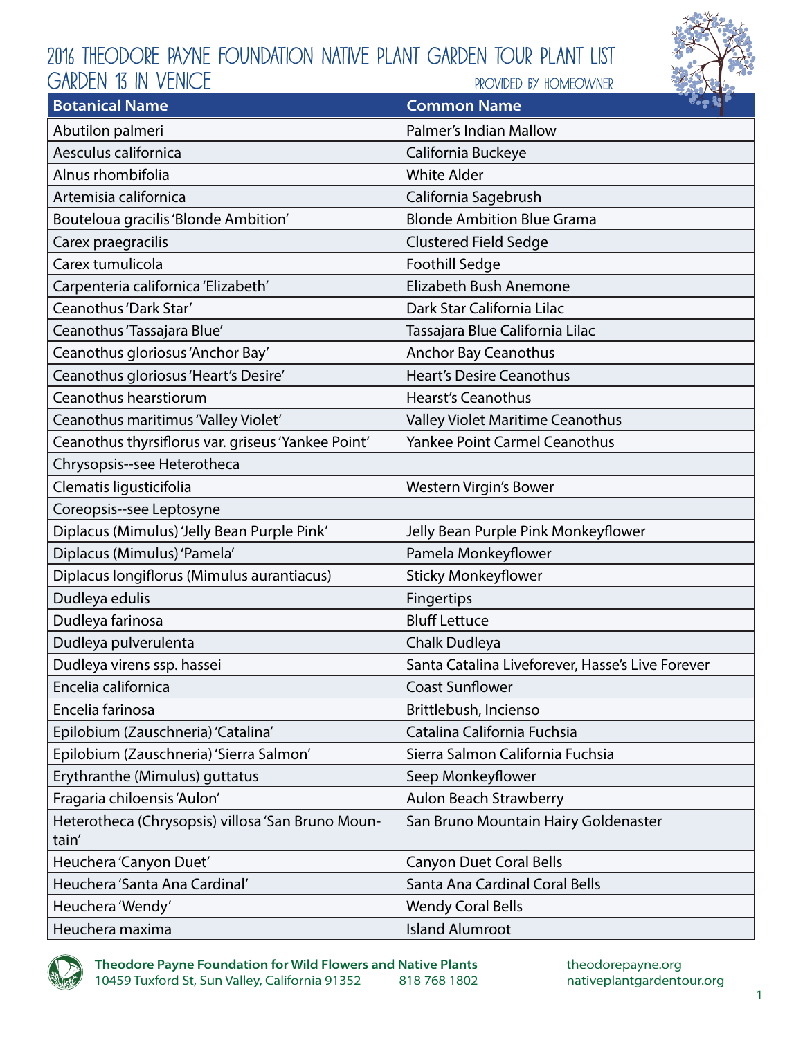# 2016 Theodore Payne Foundation Native Plant Garden Tour Plant List

## Garden 13 in Venice

Provided by Homeowner

| Botanical Name | Common Name |
|---|---|
| Abutilon palmeri | Palmer's Indian Mallow |
| Aesculus californica | California Buckeye |
| Alnus rhombifolia | White Alder |
| Artemisia californica | California Sagebrush |
| Bouteloua gracilis 'Blonde Ambition' | Blonde Ambition Blue Grama |
| Carex praegracilis | Clustered Field Sedge |
| Carex tumulicola | Foothill Sedge |
| Carpenteria californica 'Elizabeth' | Elizabeth Bush Anemone |
| Ceanothus 'Dark Star' | Dark Star California Lilac |
| Ceanothus 'Tassajara Blue' | Tassajara Blue California Lilac |
| Ceanothus gloriosus 'Anchor Bay' | Anchor Bay Ceanothus |
| Ceanothus gloriosus 'Heart's Desire' | Heart's Desire Ceanothus |
| Ceanothus hearstiorum | Hearst's Ceanothus |
| Ceanothus maritimus 'Valley Violet' | Valley Violet Maritime Ceanothus |
| Ceanothus thyrsiflorus var. griseus 'Yankee Point' | Yankee Point Carmel Ceanothus |
| Chrysopsis--see Heterotheca | |
| Clematis ligusticifolia | Western Virgin's Bower |
| Coreopsis--see Leptosyne | |
| Diplacus (Mimulus) 'Jelly Bean Purple Pink' | Jelly Bean Purple Pink Monkeyflower |
| Diplacus (Mimulus) 'Pamela' | Pamela Monkeyflower |
| Diplacus longiflorus (Mimulus aurantiacus) | Sticky Monkeyflower |
| Dudleya edulis | Fingertips |
| Dudleya farinosa | Bluff Lettuce |
| Dudleya pulverulenta | Chalk Dudleya |
| Dudleya virens ssp. hassei | Santa Catalina Liveforever, Hasse's Live Forever |
| Encelia californica | Coast Sunflower |
| Encelia farinosa | Brittlebush, Incienso |
| Epilobium (Zauschneria) 'Catalina' | Catalina California Fuchsia |
| Epilobium (Zauschneria) 'Sierra Salmon' | Sierra Salmon California Fuchsia |
| Erythranthe (Mimulus) guttatus | Seep Monkeyflower |
| Fragaria chiloensis 'Aulon' | Aulon Beach Strawberry |
| Heterotheca (Chrysopsis) villosa 'San Bruno Mountain' | San Bruno Mountain Hairy Goldenaster |
| Heuchera 'Canyon Duet' | Canyon Duet Coral Bells |
| Heuchera 'Santa Ana Cardinal' | Santa Ana Cardinal Coral Bells |
| Heuchera 'Wendy' | Wendy Coral Bells |
| Heuchera maxima | Island Alumroot |

**Theodore Payne Foundation for Wild Flowers and Native Plants**
10459 Tuxford St, Sun Valley, California 91352 818 768 1802
theodorepayne.org
nativeplantgardentour.org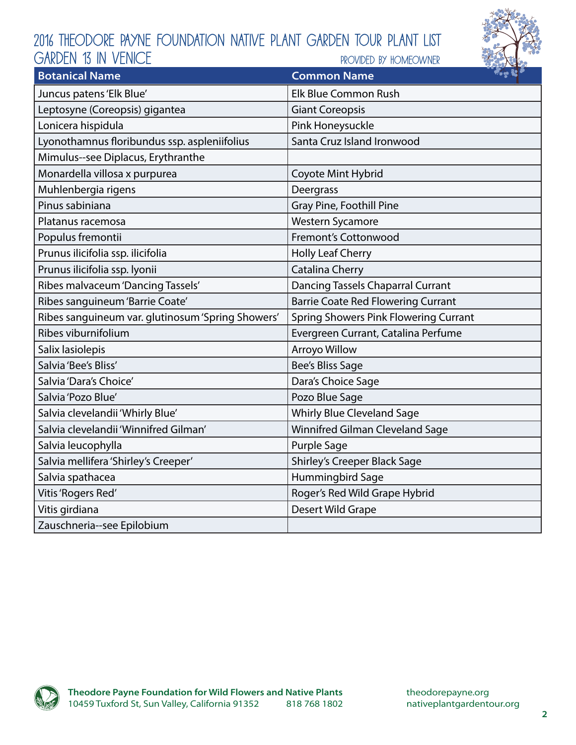# 2016 Theodore Payne Foundation Native Plant Garden Tour Plant List

## Garden 13 in Venice

Provided by homeowner

| Botanical Name | Common Name |
|---|---|
| Juncus patens 'Elk Blue' | Elk Blue Common Rush |
| Leptosyne (Coreopsis) gigantea | Giant Coreopsis |
| Lonicera hispidula | Pink Honeysuckle |
| Lyonothamnus floribundus ssp. aspleniifolius | Santa Cruz Island Ironwood |
| Mimulus--see Diplacus, Erythranthe | |
| Monardella villosa x purpurea | Coyote Mint Hybrid |
| Muhlenbergia rigens | Deergrass |
| Pinus sabiniana | Gray Pine, Foothill Pine |
| Platanus racemosa | Western Sycamore |
| Populus fremontii | Fremont's Cottonwood |
| Prunus ilicifolia ssp. ilicifolia | Holly Leaf Cherry |
| Prunus ilicifolia ssp. lyonii | Catalina Cherry |
| Ribes malvaceum 'Dancing Tassels' | Dancing Tassels Chaparral Currant |
| Ribes sanguineum 'Barrie Coate' | Barrie Coate Red Flowering Currant |
| Ribes sanguineum var. glutinosum 'Spring Showers' | Spring Showers Pink Flowering Currant |
| Ribes viburnifolium | Evergreen Currant, Catalina Perfume |
| Salix lasiolepis | Arroyo Willow |
| Salvia 'Bee's Bliss' | Bee's Bliss Sage |
| Salvia 'Dara's Choice' | Dara's Choice Sage |
| Salvia 'Pozo Blue' | Pozo Blue Sage |
| Salvia clevelandii 'Whirly Blue' | Whirly Blue Cleveland Sage |
| Salvia clevelandii 'Winnifred Gilman' | Winnifred Gilman Cleveland Sage |
| Salvia leucophylla | Purple Sage |
| Salvia mellifera 'Shirley's Creeper' | Shirley's Creeper Black Sage |
| Salvia spathacea | Hummingbird Sage |
| Vitis 'Rogers Red' | Roger's Red Wild Grape Hybrid |
| Vitis girdiana | Desert Wild Grape |
| Zauschneria--see Epilobium | |

**Theodore Payne Foundation for Wild Flowers and Native Plants**
10459 Tuxford St, Sun Valley, California 91352 818 768 1802
theodorepayne.org
nativeplantgardentour.org